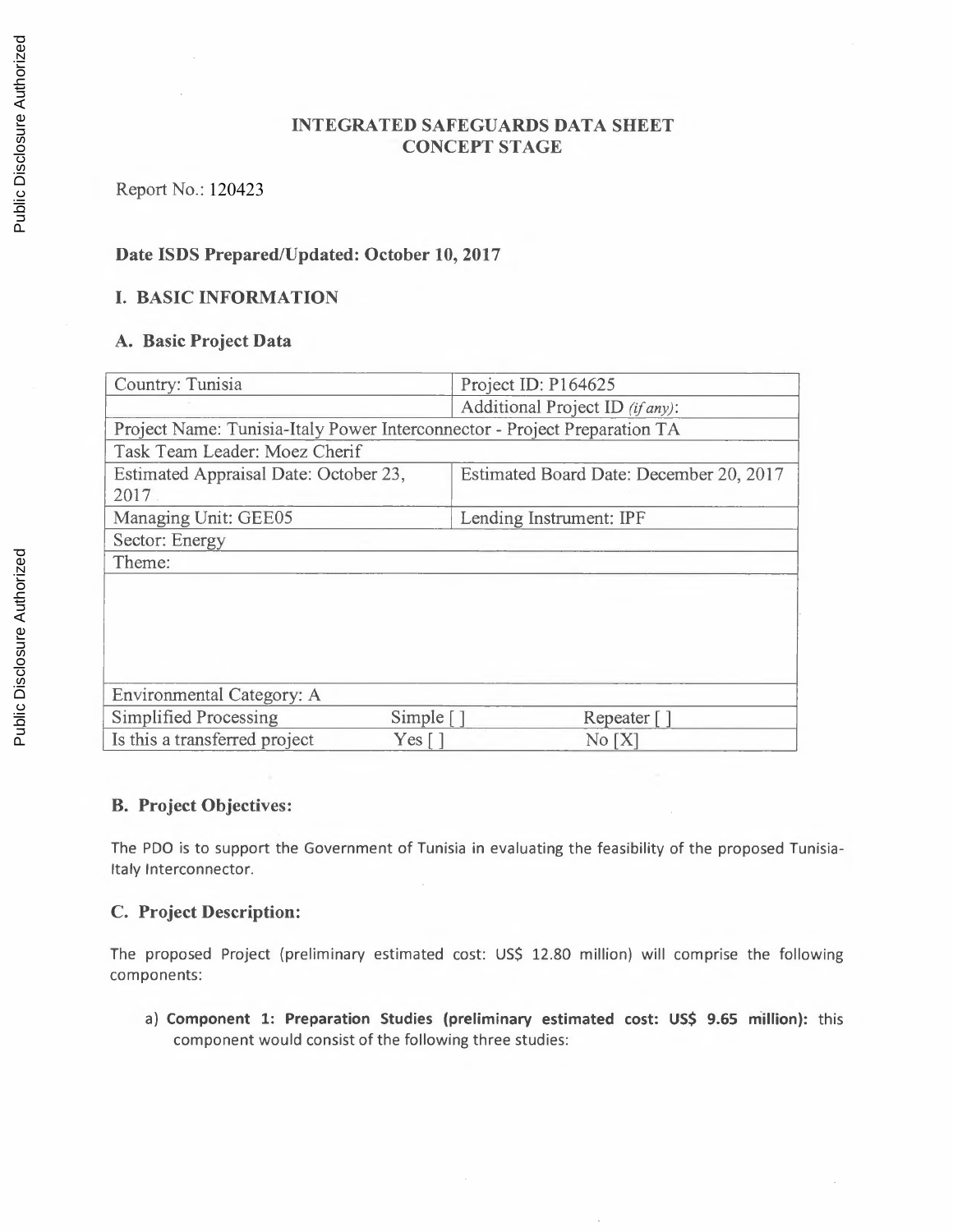# INTEGRATED SAFEGUARDS DATA SHEET
## CONCEPT STAGE

Report No.: 120423

### Date ISDS Prepared/Updated: October 10, 2017

## I. BASIC INFORMATION

### A. Basic Project Data

| Country: Tunisia | | Project ID: P164625 |
|---|---|---|
| | | Additional Project ID *(if any)*: |
| Project Name: Tunisia-Italy Power Interconnector - Project Preparation TA | | |
| Task Team Leader: Moez Cherif | | |
| Estimated Appraisal Date: October 23, 2017 | | Estimated Board Date: December 20, 2017 |
| Managing Unit: GEE05 | | Lending Instrument: IPF |
| Sector: Energy | | |
| Theme: | | |
| | | |
| Environmental Category: A | | |
| Simplified Processing | Simple [ ] | Repeater [ ] |
| Is this a transferred project | Yes [ ] | No [X] |

### B. Project Objectives:

The PDO is to support the Government of Tunisia in evaluating the feasibility of the proposed Tunisia-Italy Interconnector.

### C. Project Description:

The proposed Project (preliminary estimated cost: US$ 12.80 million) will comprise the following components:

a) **Component 1: Preparation Studies (preliminary estimated cost: US$ 9.65 million):** this component would consist of the following three studies: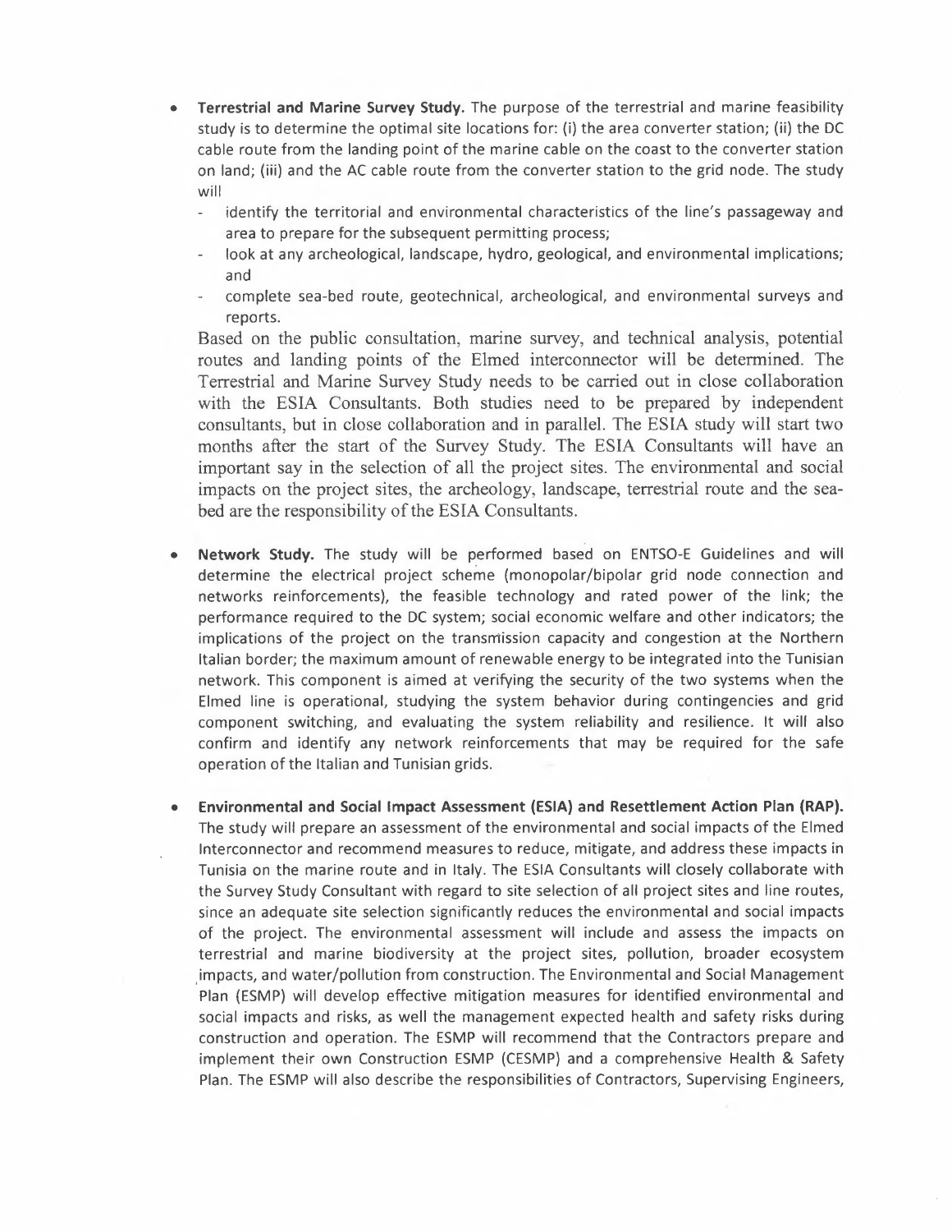- **Terrestrial and Marine Survey Study.** The purpose of the terrestrial and marine feasibility study is to determine the optimal site locations for: (i) the area converter station; (ii) the DC cable route from the landing point of the marine cable on the coast to the converter station on land; (iii) and the AC cable route from the converter station to the grid node. The study will
  - identify the territorial and environmental characteristics of the line's passageway and area to prepare for the subsequent permitting process;
  - look at any archeological, landscape, hydro, geological, and environmental implications; and
  - complete sea-bed route, geotechnical, archeological, and environmental surveys and reports.

  Based on the public consultation, marine survey, and technical analysis, potential routes and landing points of the Elmed interconnector will be determined. The Terrestrial and Marine Survey Study needs to be carried out in close collaboration with the ESIA Consultants. Both studies need to be prepared by independent consultants, but in close collaboration and in parallel. The ESIA study will start two months after the start of the Survey Study. The ESIA Consultants will have an important say in the selection of all the project sites. The environmental and social impacts on the project sites, the archeology, landscape, terrestrial route and the sea-bed are the responsibility of the ESIA Consultants.

- **Network Study.** The study will be performed based on ENTSO-E Guidelines and will determine the electrical project scheme (monopolar/bipolar grid node connection and networks reinforcements), the feasible technology and rated power of the link; the performance required to the DC system; social economic welfare and other indicators; the implications of the project on the transmission capacity and congestion at the Northern Italian border; the maximum amount of renewable energy to be integrated into the Tunisian network. This component is aimed at verifying the security of the two systems when the Elmed line is operational, studying the system behavior during contingencies and grid component switching, and evaluating the system reliability and resilience. It will also confirm and identify any network reinforcements that may be required for the safe operation of the Italian and Tunisian grids.

- **Environmental and Social Impact Assessment (ESIA) and Resettlement Action Plan (RAP).** The study will prepare an assessment of the environmental and social impacts of the Elmed Interconnector and recommend measures to reduce, mitigate, and address these impacts in Tunisia on the marine route and in Italy. The ESIA Consultants will closely collaborate with the Survey Study Consultant with regard to site selection of all project sites and line routes, since an adequate site selection significantly reduces the environmental and social impacts of the project. The environmental assessment will include and assess the impacts on terrestrial and marine biodiversity at the project sites, pollution, broader ecosystem impacts, and water/pollution from construction. The Environmental and Social Management Plan (ESMP) will develop effective mitigation measures for identified environmental and social impacts and risks, as well the management expected health and safety risks during construction and operation. The ESMP will recommend that the Contractors prepare and implement their own Construction ESMP (CESMP) and a comprehensive Health & Safety Plan. The ESMP will also describe the responsibilities of Contractors, Supervising Engineers,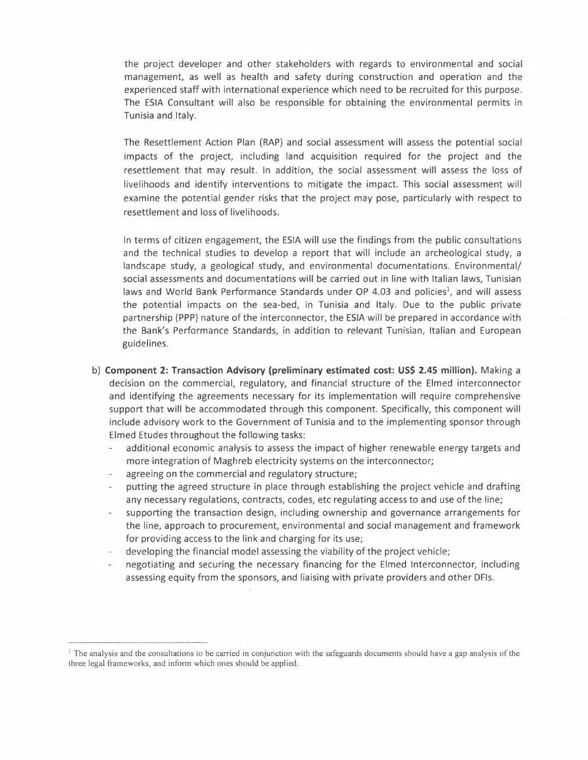the project developer and other stakeholders with regards to environmental and social management, as well as health and safety during construction and operation and the experienced staff with international experience which need to be recruited for this purpose. The ESIA Consultant will also be responsible for obtaining the environmental permits in Tunisia and Italy.

The Resettlement Action Plan (RAP) and social assessment will assess the potential social impacts of the project, including land acquisition required for the project and the resettlement that may result. In addition, the social assessment will assess the loss of livelihoods and identify interventions to mitigate the impact. This social assessment will examine the potential gender risks that the project may pose, particularly with respect to resettlement and loss of livelihoods.

In terms of citizen engagement, the ESIA will use the findings from the public consultations and the technical studies to develop a report that will include an archeological study, a landscape study, a geological study, and environmental documentations. Environmental/ social assessments and documentations will be carried out in line with Italian laws, Tunisian laws and World Bank Performance Standards under OP 4.03 and policies[1], and will assess the potential impacts on the sea-bed, in Tunisia and Italy. Due to the public private partnership (PPP) nature of the interconnector, the ESIA will be prepared in accordance with the Bank's Performance Standards, in addition to relevant Tunisian, Italian and European guidelines.

b) **Component 2: Transaction Advisory (preliminary estimated cost: US$ 2.45 million).** Making a decision on the commercial, regulatory, and financial structure of the Elmed interconnector and identifying the agreements necessary for its implementation will require comprehensive support that will be accommodated through this component. Specifically, this component will include advisory work to the Government of Tunisia and to the implementing sponsor through Elmed Etudes throughout the following tasks:
   - additional economic analysis to assess the impact of higher renewable energy targets and more integration of Maghreb electricity systems on the interconnector;
   - agreeing on the commercial and regulatory structure;
   - putting the agreed structure in place through establishing the project vehicle and drafting any necessary regulations, contracts, codes, etc regulating access to and use of the line;
   - supporting the transaction design, including ownership and governance arrangements for the line, approach to procurement, environmental and social management and framework for providing access to the link and charging for its use;
   - developing the financial model assessing the viability of the project vehicle;
   - negotiating and securing the necessary financing for the Elmed Interconnector, including assessing equity from the sponsors, and liaising with private providers and other DFIs.

---

[1] The analysis and the consultations to be carried in conjunction with the safeguards documents should have a gap analysis of the three legal frameworks, and inform which ones should be applied.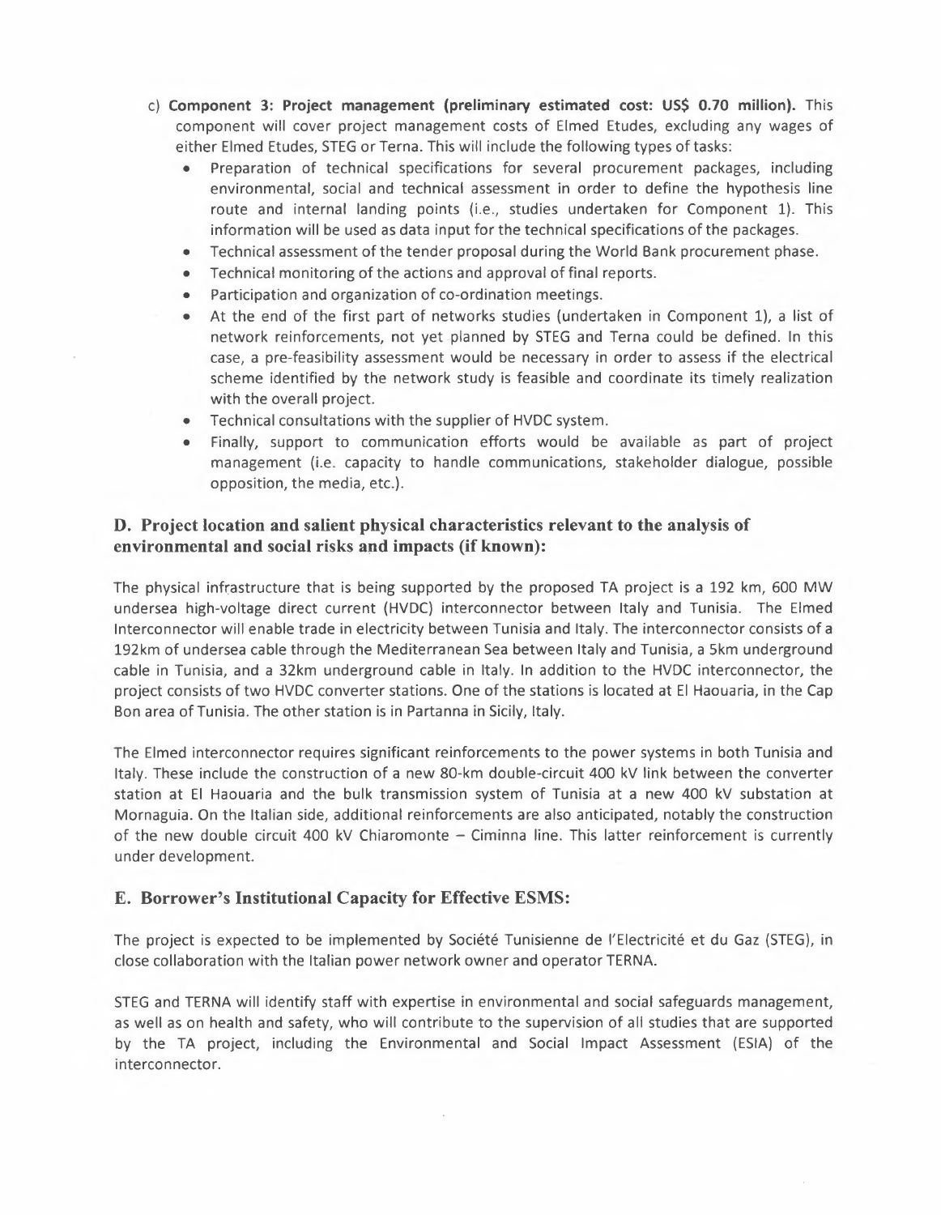c) **Component 3: Project management (preliminary estimated cost: US$ 0.70 million).** This component will cover project management costs of Elmed Etudes, excluding any wages of either Elmed Etudes, STEG or Terna. This will include the following types of tasks:
   - Preparation of technical specifications for several procurement packages, including environmental, social and technical assessment in order to define the hypothesis line route and internal landing points (i.e., studies undertaken for Component 1). This information will be used as data input for the technical specifications of the packages.
   - Technical assessment of the tender proposal during the World Bank procurement phase.
   - Technical monitoring of the actions and approval of final reports.
   - Participation and organization of co-ordination meetings.
   - At the end of the first part of networks studies (undertaken in Component 1), a list of network reinforcements, not yet planned by STEG and Terna could be defined. In this case, a pre-feasibility assessment would be necessary in order to assess if the electrical scheme identified by the network study is feasible and coordinate its timely realization with the overall project.
   - Technical consultations with the supplier of HVDC system.
   - Finally, support to communication efforts would be available as part of project management (i.e. capacity to handle communications, stakeholder dialogue, possible opposition, the media, etc.).

## D. Project location and salient physical characteristics relevant to the analysis of environmental and social risks and impacts (if known):

The physical infrastructure that is being supported by the proposed TA project is a 192 km, 600 MW undersea high-voltage direct current (HVDC) interconnector between Italy and Tunisia. The Elmed Interconnector will enable trade in electricity between Tunisia and Italy. The interconnector consists of a 192km of undersea cable through the Mediterranean Sea between Italy and Tunisia, a 5km underground cable in Tunisia, and a 32km underground cable in Italy. In addition to the HVDC interconnector, the project consists of two HVDC converter stations. One of the stations is located at El Haouaria, in the Cap Bon area of Tunisia. The other station is in Partanna in Sicily, Italy.

The Elmed interconnector requires significant reinforcements to the power systems in both Tunisia and Italy. These include the construction of a new 80-km double-circuit 400 kV link between the converter station at El Haouaria and the bulk transmission system of Tunisia at a new 400 kV substation at Mornaguia. On the Italian side, additional reinforcements are also anticipated, notably the construction of the new double circuit 400 kV Chiaromonte – Ciminna line. This latter reinforcement is currently under development.

## E. Borrower's Institutional Capacity for Effective ESMS:

The project is expected to be implemented by Société Tunisienne de l'Electricité et du Gaz (STEG), in close collaboration with the Italian power network owner and operator TERNA.

STEG and TERNA will identify staff with expertise in environmental and social safeguards management, as well as on health and safety, who will contribute to the supervision of all studies that are supported by the TA project, including the Environmental and Social Impact Assessment (ESIA) of the interconnector.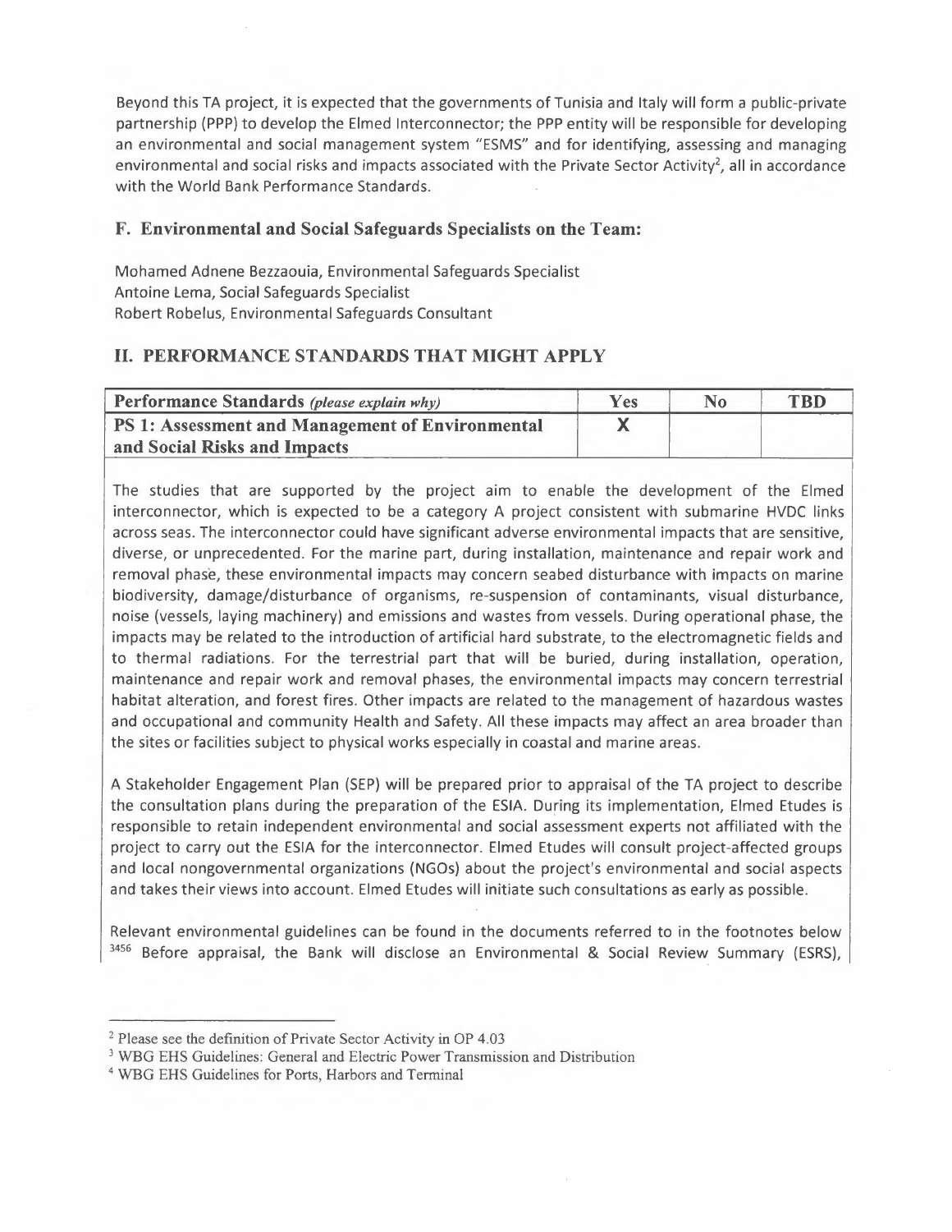Beyond this TA project, it is expected that the governments of Tunisia and Italy will form a public-private partnership (PPP) to develop the Elmed Interconnector; the PPP entity will be responsible for developing an environmental and social management system "ESMS" and for identifying, assessing and managing environmental and social risks and impacts associated with the Private Sector Activity[2], all in accordance with the World Bank Performance Standards.

## F. Environmental and Social Safeguards Specialists on the Team:

Mohamed Adnene Bezzaouia, Environmental Safeguards Specialist
Antoine Lema, Social Safeguards Specialist
Robert Robelus, Environmental Safeguards Consultant

## II. PERFORMANCE STANDARDS THAT MIGHT APPLY

| **Performance Standards** *(please explain why)* | **Yes** | **No** | **TBD** |
|---|---|---|---|
| **PS 1: Assessment and Management of Environmental and Social Risks and Impacts** | **X** | | |

The studies that are supported by the project aim to enable the development of the Elmed interconnector, which is expected to be a category A project consistent with submarine HVDC links across seas. The interconnector could have significant adverse environmental impacts that are sensitive, diverse, or unprecedented. For the marine part, during installation, maintenance and repair work and removal phase, these environmental impacts may concern seabed disturbance with impacts on marine biodiversity, damage/disturbance of organisms, re-suspension of contaminants, visual disturbance, noise (vessels, laying machinery) and emissions and wastes from vessels. During operational phase, the impacts may be related to the introduction of artificial hard substrate, to the electromagnetic fields and to thermal radiations. For the terrestrial part that will be buried, during installation, operation, maintenance and repair work and removal phases, the environmental impacts may concern terrestrial habitat alteration, and forest fires. Other impacts are related to the management of hazardous wastes and occupational and community Health and Safety. All these impacts may affect an area broader than the sites or facilities subject to physical works especially in coastal and marine areas.

A Stakeholder Engagement Plan (SEP) will be prepared prior to appraisal of the TA project to describe the consultation plans during the preparation of the ESIA. During its implementation, Elmed Etudes is responsible to retain independent environmental and social assessment experts not affiliated with the project to carry out the ESIA for the interconnector. Elmed Etudes will consult project-affected groups and local nongovernmental organizations (NGOs) about the project's environmental and social aspects and takes their views into account. Elmed Etudes will initiate such consultations as early as possible.

Relevant environmental guidelines can be found in the documents referred to in the footnotes below [3456] Before appraisal, the Bank will disclose an Environmental & Social Review Summary (ESRS),

---

[2] Please see the definition of Private Sector Activity in OP 4.03

[3] WBG EHS Guidelines: General and Electric Power Transmission and Distribution

[4] WBG EHS Guidelines for Ports, Harbors and Terminal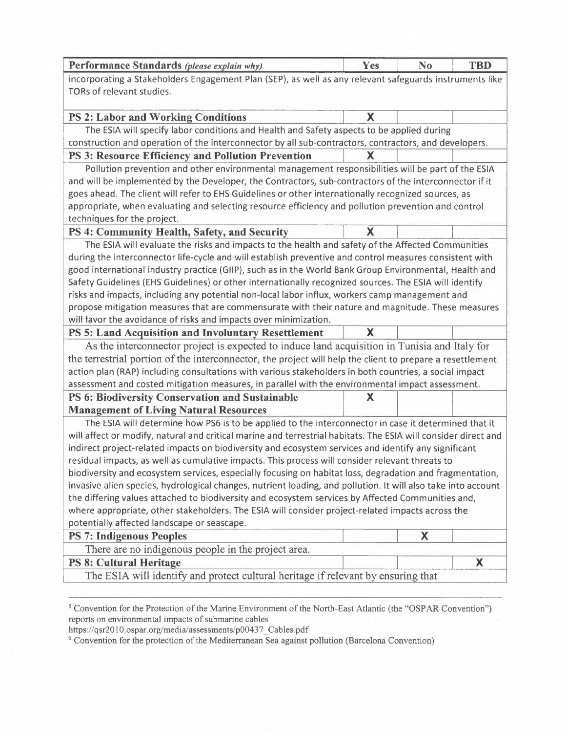| Performance Standards *(please explain why)* | Yes | No | TBD |
|---|---|---|---|
| incorporating a Stakeholders Engagement Plan (SEP), as well as any relevant safeguards instruments like TORs of relevant studies. | | | |
| **PS 2: Labor and Working Conditions** | X | | |
| The ESIA will specify labor conditions and Health and Safety aspects to be applied during construction and operation of the interconnector by all sub-contractors, contractors, and developers. | | | |
| **PS 3: Resource Efficiency and Pollution Prevention** | X | | |
| Pollution prevention and other environmental management responsibilities will be part of the ESIA and will be implemented by the Developer, the Contractors, sub-contractors of the interconnector if it goes ahead. The client will refer to EHS Guidelines or other internationally recognized sources, as appropriate, when evaluating and selecting resource efficiency and pollution prevention and control techniques for the project. | | | |
| **PS 4: Community Health, Safety, and Security** | X | | |
| The ESIA will evaluate the risks and impacts to the health and safety of the Affected Communities during the interconnector life-cycle and will establish preventive and control measures consistent with good international industry practice (GIIP), such as in the World Bank Group Environmental, Health and Safety Guidelines (EHS Guidelines) or other internationally recognized sources. The ESIA will identify risks and impacts, including any potential non-local labor influx, workers camp management and propose mitigation measures that are commensurate with their nature and magnitude. These measures will favor the avoidance of risks and impacts over minimization. | | | |
| **PS 5: Land Acquisition and Involuntary Resettlement** | X | | |
| As the interconnector project is expected to induce land acquisition in Tunisia and Italy for the terrestrial portion of the interconnector, the project will help the client to prepare a resettlement action plan (RAP) including consultations with various stakeholders in both countries, a social impact assessment and costed mitigation measures, in parallel with the environmental impact assessment. | | | |
| **PS 6: Biodiversity Conservation and Sustainable Management of Living Natural Resources** | X | | |
| The ESIA will determine how PS6 is to be applied to the interconnector in case it determined that it will affect or modify, natural and critical marine and terrestrial habitats. The ESIA will consider direct and indirect project-related impacts on biodiversity and ecosystem services and identify any significant residual impacts, as well as cumulative impacts. This process will consider relevant threats to biodiversity and ecosystem services, especially focusing on habitat loss, degradation and fragmentation, invasive alien species, hydrological changes, nutrient loading, and pollution. It will also take into account the differing values attached to biodiversity and ecosystem services by Affected Communities and, where appropriate, other stakeholders. The ESIA will consider project-related impacts across the potentially affected landscape or seascape. | | | |
| **PS 7: Indigenous Peoples** | | X | |
| There are no indigenous people in the project area. | | | |
| **PS 8: Cultural Heritage** | | | X |
| The ESIA will identify and protect cultural heritage if relevant by ensuring that | | | |

---

[5] Convention for the Protection of the Marine Environment of the North-East Atlantic (the "OSPAR Convention") reports on environmental impacts of submarine cables https://qsr2010.ospar.org/media/assessments/p00437_Cables.pdf

[6] Convention for the protection of the Mediterranean Sea against pollution (Barcelona Convention)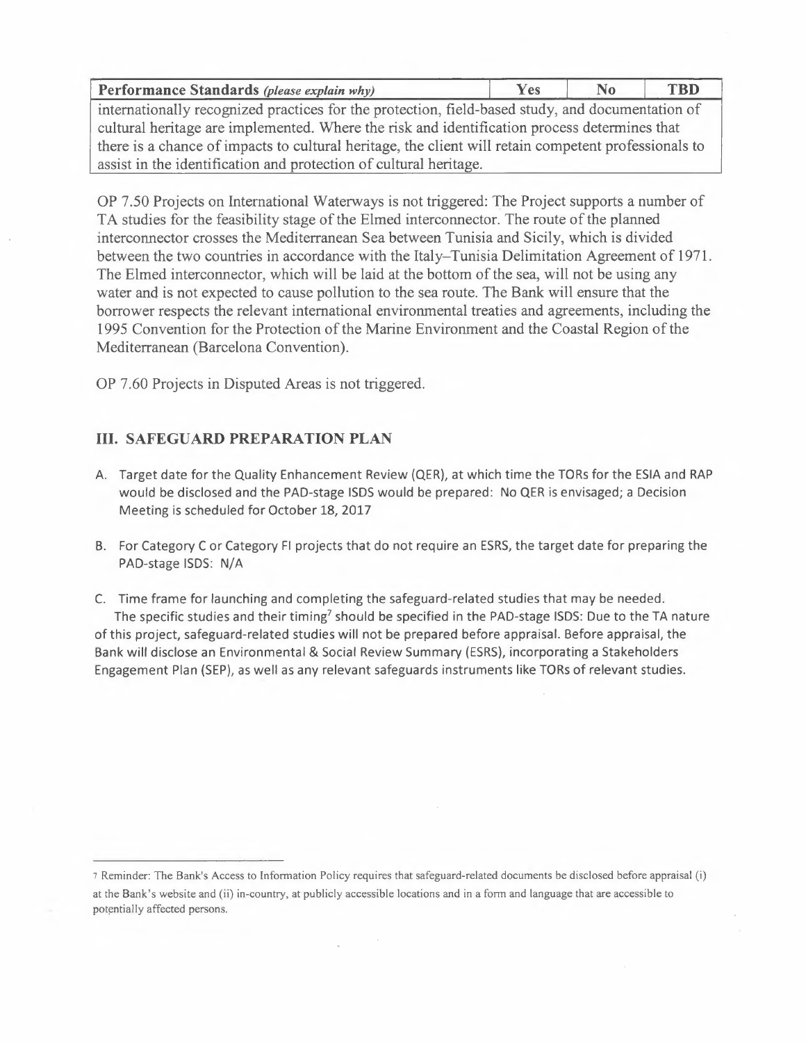| Performance Standards *(please explain why)* | Yes | No | TBD |
| --- | --- | --- | --- |
| internationally recognized practices for the protection, field-based study, and documentation of cultural heritage are implemented. Where the risk and identification process determines that there is a chance of impacts to cultural heritage, the client will retain competent professionals to assist in the identification and protection of cultural heritage. | | | |

OP 7.50 Projects on International Waterways is not triggered: The Project supports a number of TA studies for the feasibility stage of the Elmed interconnector. The route of the planned interconnector crosses the Mediterranean Sea between Tunisia and Sicily, which is divided between the two countries in accordance with the Italy–Tunisia Delimitation Agreement of 1971. The Elmed interconnector, which will be laid at the bottom of the sea, will not be using any water and is not expected to cause pollution to the sea route. The Bank will ensure that the borrower respects the relevant international environmental treaties and agreements, including the 1995 Convention for the Protection of the Marine Environment and the Coastal Region of the Mediterranean (Barcelona Convention).

OP 7.60 Projects in Disputed Areas is not triggered.

## III. SAFEGUARD PREPARATION PLAN

A. Target date for the Quality Enhancement Review (QER), at which time the TORs for the ESIA and RAP would be disclosed and the PAD-stage ISDS would be prepared: No QER is envisaged; a Decision Meeting is scheduled for October 18, 2017

B. For Category C or Category FI projects that do not require an ESRS, the target date for preparing the PAD-stage ISDS: N/A

C. Time frame for launching and completing the safeguard-related studies that may be needed. The specific studies and their timing[7] should be specified in the PAD-stage ISDS: Due to the TA nature of this project, safeguard-related studies will not be prepared before appraisal. Before appraisal, the Bank will disclose an Environmental & Social Review Summary (ESRS), incorporating a Stakeholders Engagement Plan (SEP), as well as any relevant safeguards instruments like TORs of relevant studies.

---

[7] Reminder: The Bank's Access to Information Policy requires that safeguard-related documents be disclosed before appraisal (i) at the Bank's website and (ii) in-country, at publicly accessible locations and in a form and language that are accessible to potentially affected persons.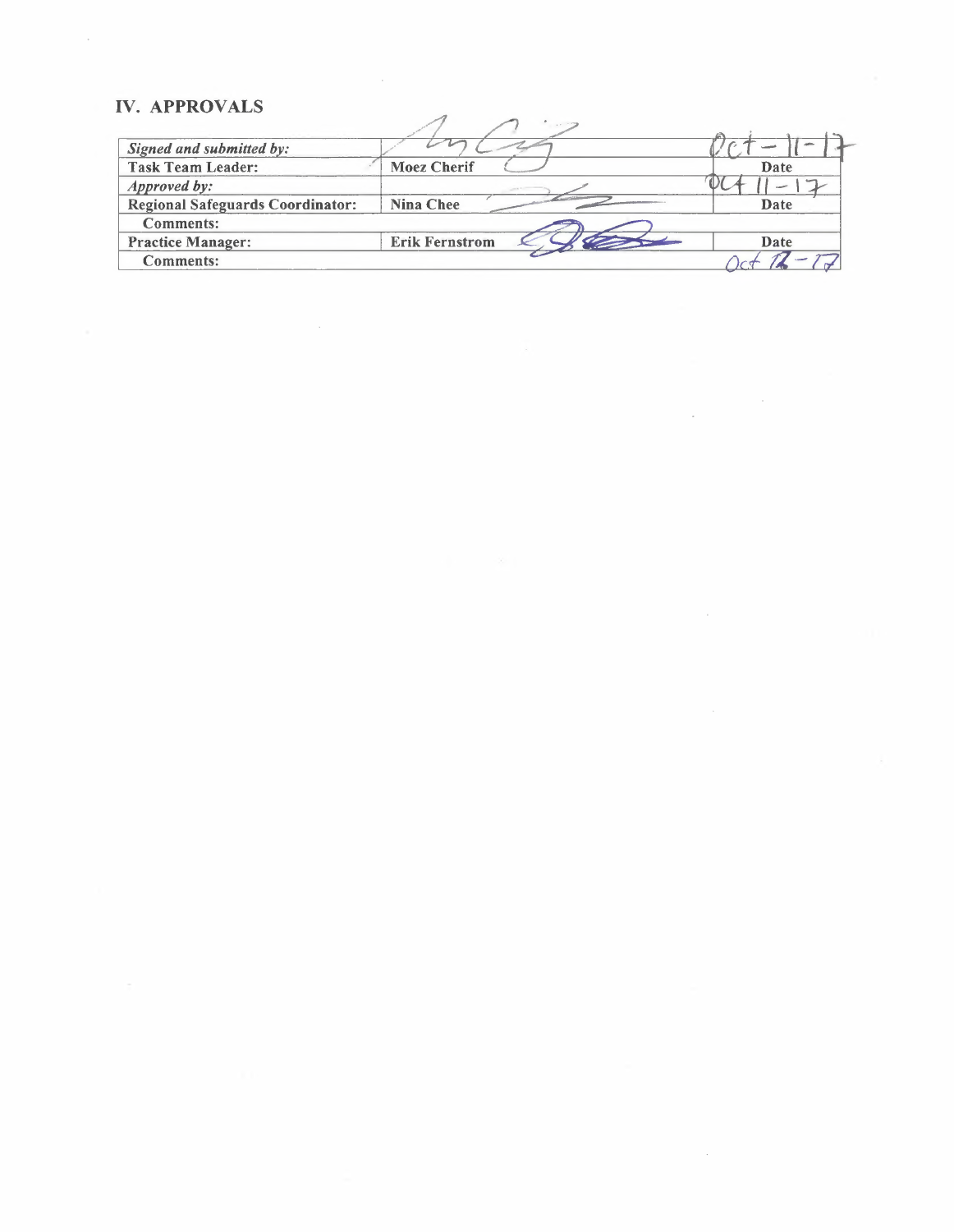## IV. APPROVALS

| | | |
|---|---|---|
| *Signed and submitted by:* | | Oct-11-17 |
| **Task Team Leader:** | **Moez Cherif** | **Date** |
| *Approved by:* | | Oct 11-17 |
| **Regional Safeguards Coordinator:** | **Nina Chee** | **Date** |
| **Comments:** | | |
| **Practice Manager:** | **Erik Fernstrom** | **Date** |
| **Comments:** | | Oct 12-17 |